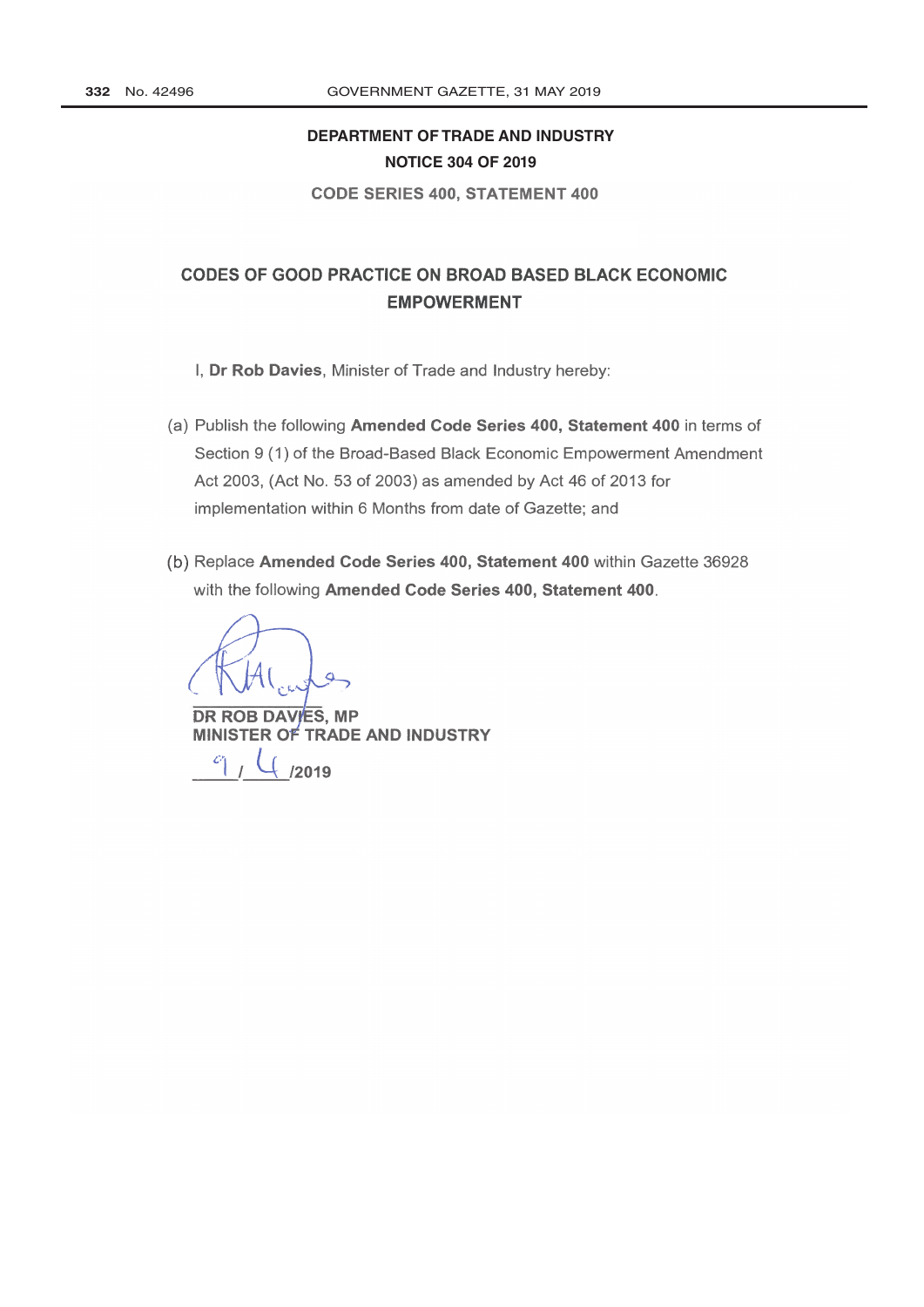**DEPARTMENT OF TRADE AND INDUSTRY**

**NOTICE 304 OF 2019**

**CODE SERIES 400, STATEMENT 400**

# CODES OF GOOD PRACTICE ON BROAD BASED BLACK ECONOMIC EMPOWERMENT

I, **Dr Rob Davies**, Minister of Trade and Industry hereby:

(a) Publish the following **Amended Code Series 400, Statement 400** in terms of Section 9 (1) of the Broad-Based Black Economic Empowerment Amendment Act 2003, (Act No. 53 of 2003) as amended by Act 46 of 2013 for implementation within 6 Months from date of Gazette; and

(b) Replace **Amended Code Series 400, Statement 400** within Gazette 36928 with the following **Amended Code Series 400, Statement 400**.

**DR ROB DAVIES, MP**
**MINISTER OF TRADE AND INDUSTRY**
9 / 4 /2019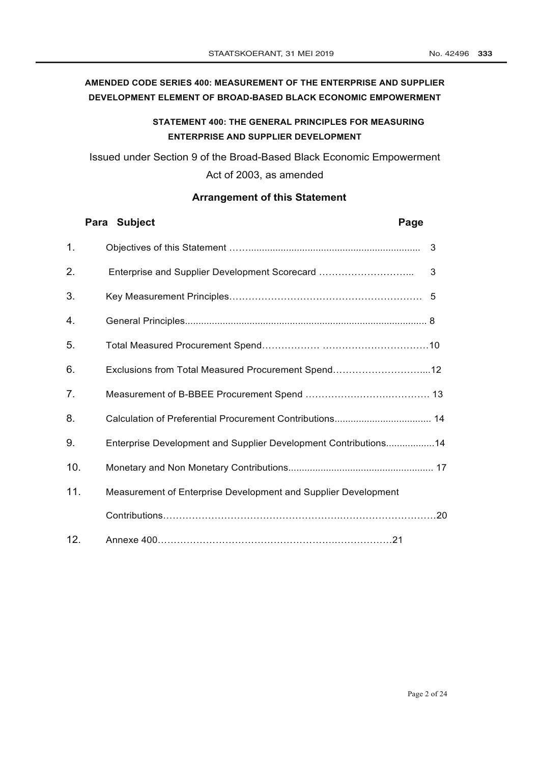**AMENDED CODE SERIES 400: MEASUREMENT OF THE ENTERPRISE AND SUPPLIER DEVELOPMENT ELEMENT OF BROAD-BASED BLACK ECONOMIC EMPOWERMENT**

**STATEMENT 400: THE GENERAL PRINCIPLES FOR MEASURING ENTERPRISE AND SUPPLIER DEVELOPMENT**

Issued under Section 9 of the Broad-Based Black Economic Empowerment Act of 2003, as amended

**Arrangement of this Statement**

| Para | Subject | Page |
|---|---|---|
| 1. | Objectives of this Statement | 3 |
| 2. | Enterprise and Supplier Development Scorecard | 3 |
| 3. | Key Measurement Principles | 5 |
| 4. | General Principles | 8 |
| 5. | Total Measured Procurement Spend | 10 |
| 6. | Exclusions from Total Measured Procurement Spend | 12 |
| 7. | Measurement of B-BBEE Procurement Spend | 13 |
| 8. | Calculation of Preferential Procurement Contributions | 14 |
| 9. | Enterprise Development and Supplier Development Contributions | 14 |
| 10. | Monetary and Non Monetary Contributions | 17 |
| 11. | Measurement of Enterprise Development and Supplier Development Contributions | 20 |
| 12. | Annexe 400 | 21 |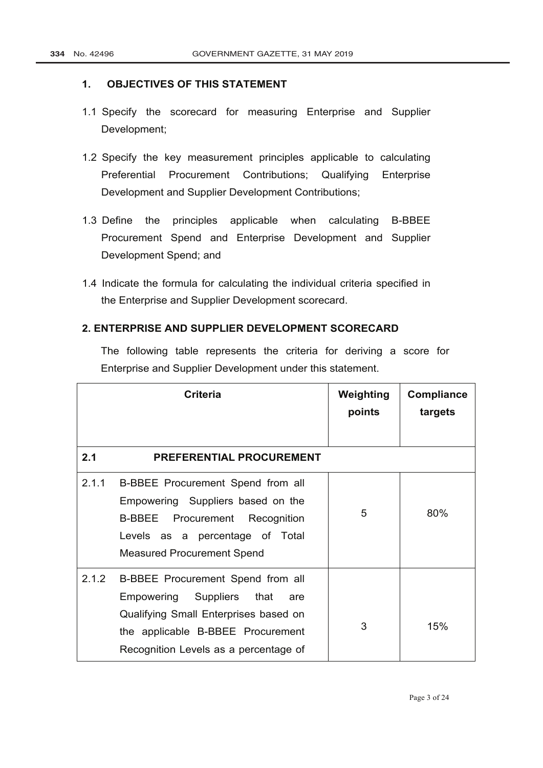## 1. OBJECTIVES OF THIS STATEMENT

1.1 Specify the scorecard for measuring Enterprise and Supplier Development;

1.2 Specify the key measurement principles applicable to calculating Preferential Procurement Contributions; Qualifying Enterprise Development and Supplier Development Contributions;

1.3 Define the principles applicable when calculating B-BBEE Procurement Spend and Enterprise Development and Supplier Development Spend; and

1.4 Indicate the formula for calculating the individual criteria specified in the Enterprise and Supplier Development scorecard.

## 2. ENTERPRISE AND SUPPLIER DEVELOPMENT SCORECARD

The following table represents the criteria for deriving a score for Enterprise and Supplier Development under this statement.

| Criteria | | Weighting points | Compliance targets |
|---|---|---|---|
| **2.1** | **PREFERENTIAL PROCUREMENT** | | |
| 2.1.1 | B-BBEE Procurement Spend from all Empowering Suppliers based on the B-BBEE Procurement Recognition Levels as a percentage of Total Measured Procurement Spend | 5 | 80% |
| 2.1.2 | B-BBEE Procurement Spend from all Empowering Suppliers that are Qualifying Small Enterprises based on the applicable B-BBEE Procurement Recognition Levels as a percentage of | 3 | 15% |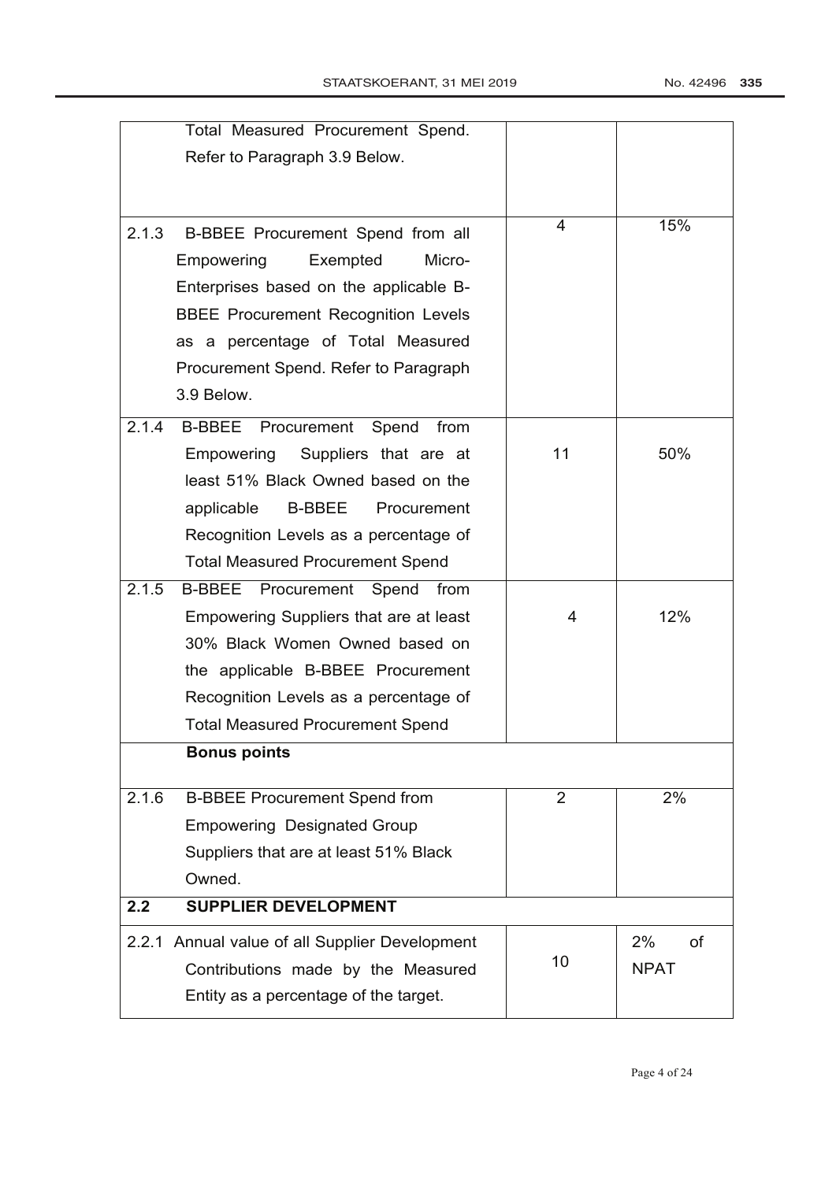| | | |
|---|---|---|
| Total Measured Procurement Spend. Refer to Paragraph 3.9 Below. | | |
| 2.1.3 B-BBEE Procurement Spend from all Empowering Exempted Micro-Enterprises based on the applicable B-BBEE Procurement Recognition Levels as a percentage of Total Measured Procurement Spend. Refer to Paragraph 3.9 Below. | 4 | 15% |
| 2.1.4 B-BBEE Procurement Spend from Empowering Suppliers that are at least 51% Black Owned based on the applicable B-BBEE Procurement Recognition Levels as a percentage of Total Measured Procurement Spend | 11 | 50% |
| 2.1.5 B-BBEE Procurement Spend from Empowering Suppliers that are at least 30% Black Women Owned based on the applicable B-BBEE Procurement Recognition Levels as a percentage of Total Measured Procurement Spend | 4 | 12% |
| **Bonus points** | | |
| 2.1.6 B-BBEE Procurement Spend from Empowering Designated Group Suppliers that are at least 51% Black Owned. | 2 | 2% |
| **2.2 SUPPLIER DEVELOPMENT** | | |
| 2.2.1 Annual value of all Supplier Development Contributions made by the Measured Entity as a percentage of the target. | 10 | 2% of NPAT |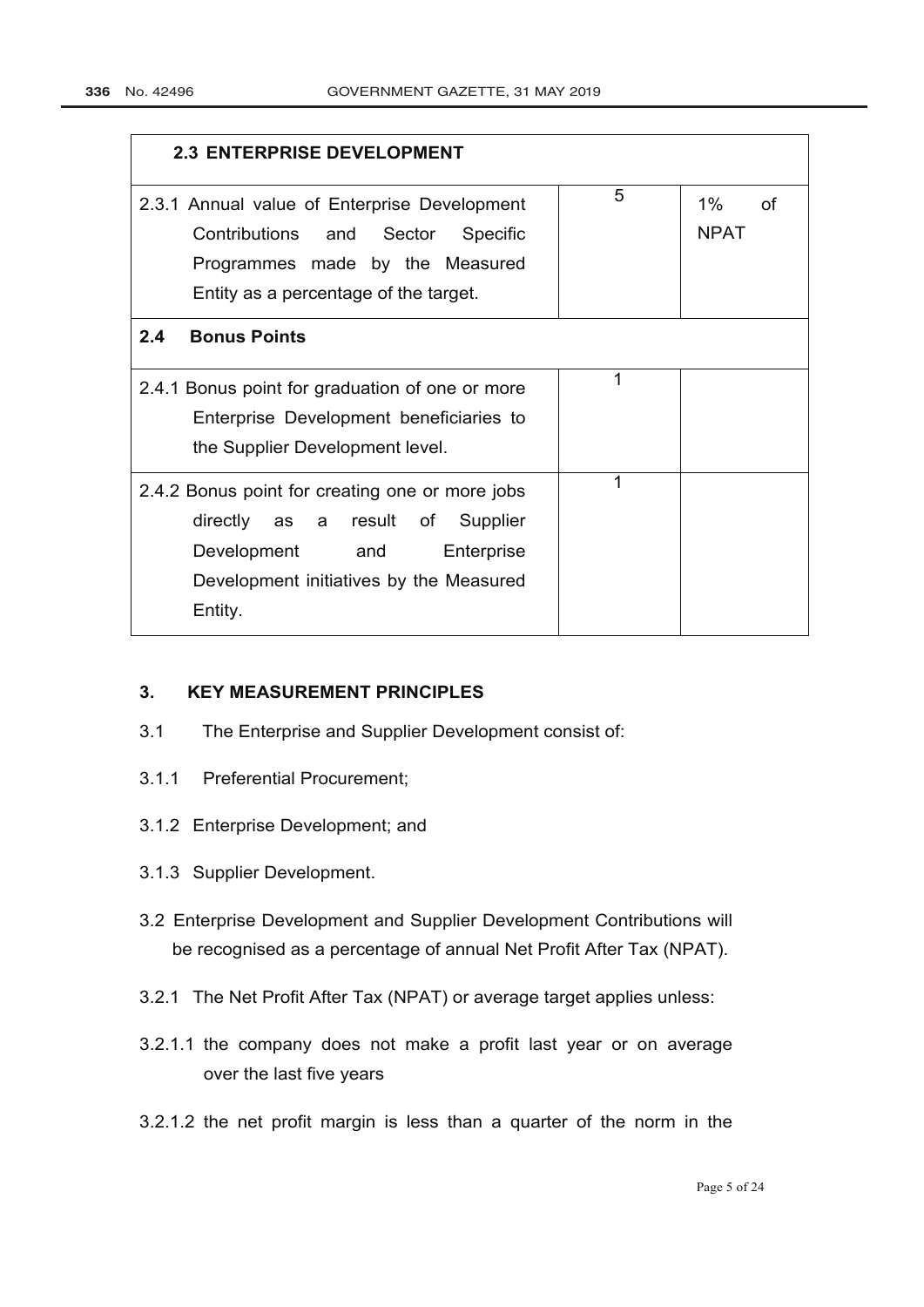| 2.3 ENTERPRISE DEVELOPMENT | | |
|---|---|---|
| 2.3.1 Annual value of Enterprise Development Contributions and Sector Specific Programmes made by the Measured Entity as a percentage of the target. | 5 | 1% of NPAT |
| **2.4 Bonus Points** | | |
| 2.4.1 Bonus point for graduation of one or more Enterprise Development beneficiaries to the Supplier Development level. | 1 | |
| 2.4.2 Bonus point for creating one or more jobs directly as a result of Supplier Development and Enterprise Development initiatives by the Measured Entity. | 1 | |

## 3. KEY MEASUREMENT PRINCIPLES

3.1 The Enterprise and Supplier Development consist of:

3.1.1 Preferential Procurement;

3.1.2 Enterprise Development; and

3.1.3 Supplier Development.

3.2 Enterprise Development and Supplier Development Contributions will be recognised as a percentage of annual Net Profit After Tax (NPAT).

3.2.1 The Net Profit After Tax (NPAT) or average target applies unless:

3.2.1.1 the company does not make a profit last year or on average over the last five years

3.2.1.2 the net profit margin is less than a quarter of the norm in the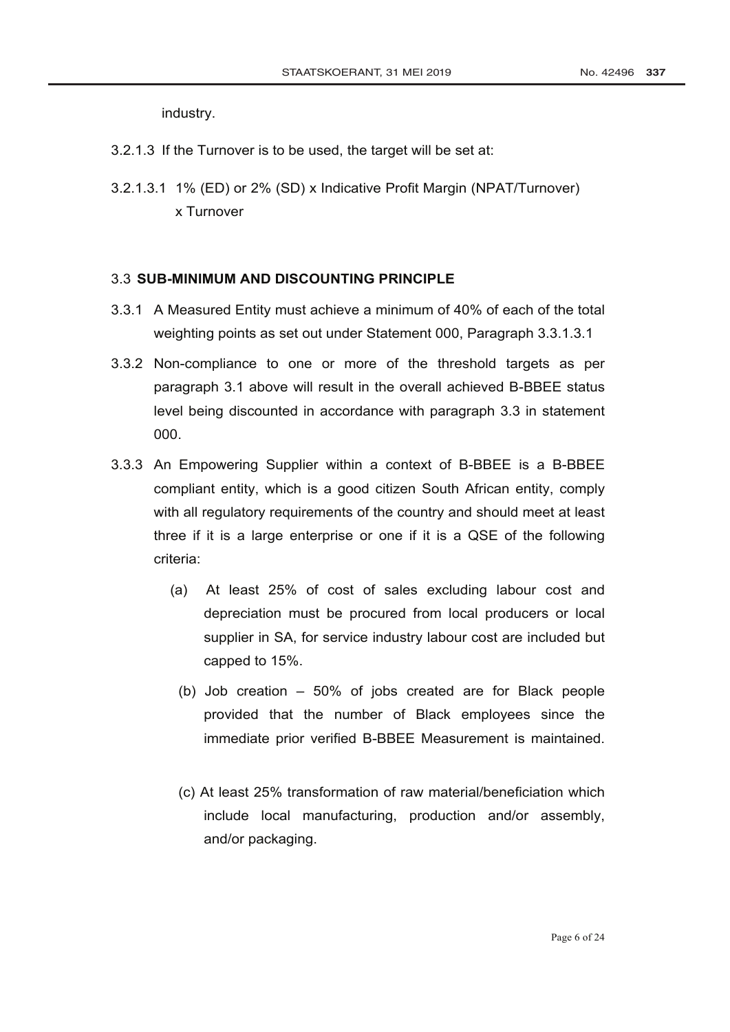industry.

3.2.1.3 If the Turnover is to be used, the target will be set at:

3.2.1.3.1 1% (ED) or 2% (SD) x Indicative Profit Margin (NPAT/Turnover) x Turnover

### 3.3 SUB-MINIMUM AND DISCOUNTING PRINCIPLE

3.3.1 A Measured Entity must achieve a minimum of 40% of each of the total weighting points as set out under Statement 000, Paragraph 3.3.1.3.1

3.3.2 Non-compliance to one or more of the threshold targets as per paragraph 3.1 above will result in the overall achieved B-BBEE status level being discounted in accordance with paragraph 3.3 in statement 000.

3.3.3 An Empowering Supplier within a context of B-BBEE is a B-BBEE compliant entity, which is a good citizen South African entity, comply with all regulatory requirements of the country and should meet at least three if it is a large enterprise or one if it is a QSE of the following criteria:

(a) At least 25% of cost of sales excluding labour cost and depreciation must be procured from local producers or local supplier in SA, for service industry labour cost are included but capped to 15%.

(b) Job creation – 50% of jobs created are for Black people provided that the number of Black employees since the immediate prior verified B-BBEE Measurement is maintained.

(c) At least 25% transformation of raw material/beneficiation which include local manufacturing, production and/or assembly, and/or packaging.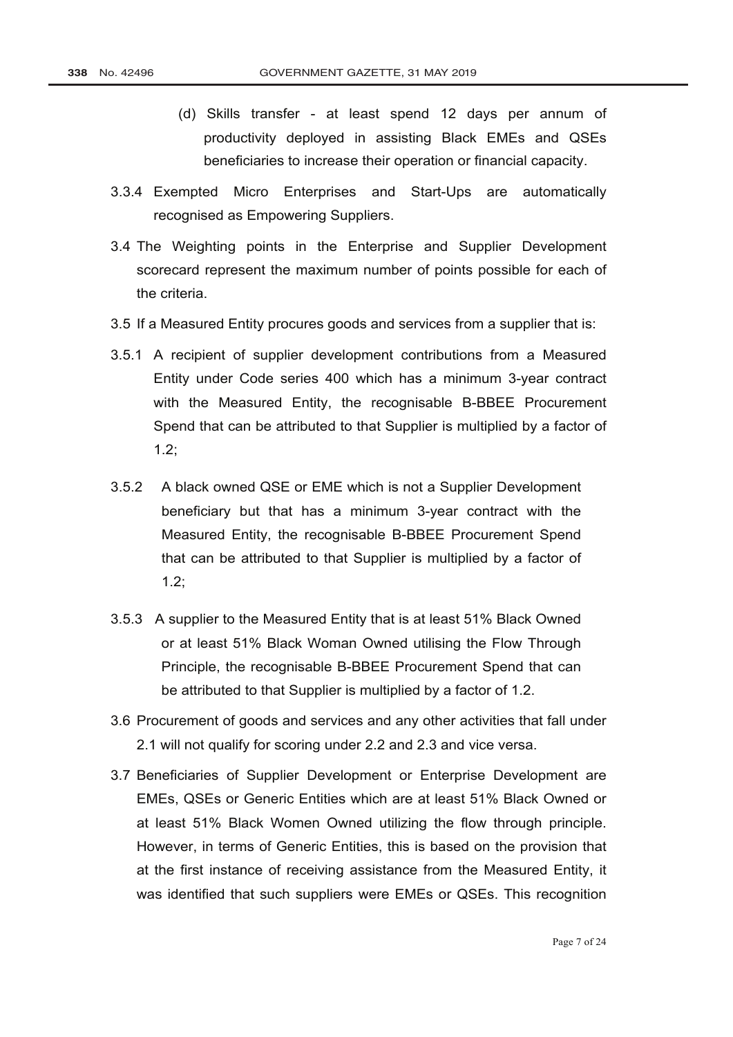(d) Skills transfer - at least spend 12 days per annum of productivity deployed in assisting Black EMEs and QSEs beneficiaries to increase their operation or financial capacity.

3.3.4 Exempted Micro Enterprises and Start-Ups are automatically recognised as Empowering Suppliers.

3.4 The Weighting points in the Enterprise and Supplier Development scorecard represent the maximum number of points possible for each of the criteria.

3.5 If a Measured Entity procures goods and services from a supplier that is:

3.5.1 A recipient of supplier development contributions from a Measured Entity under Code series 400 which has a minimum 3-year contract with the Measured Entity, the recognisable B-BBEE Procurement Spend that can be attributed to that Supplier is multiplied by a factor of 1.2;

3.5.2 A black owned QSE or EME which is not a Supplier Development beneficiary but that has a minimum 3-year contract with the Measured Entity, the recognisable B-BBEE Procurement Spend that can be attributed to that Supplier is multiplied by a factor of 1.2;

3.5.3 A supplier to the Measured Entity that is at least 51% Black Owned or at least 51% Black Woman Owned utilising the Flow Through Principle, the recognisable B-BBEE Procurement Spend that can be attributed to that Supplier is multiplied by a factor of 1.2.

3.6 Procurement of goods and services and any other activities that fall under 2.1 will not qualify for scoring under 2.2 and 2.3 and vice versa.

3.7 Beneficiaries of Supplier Development or Enterprise Development are EMEs, QSEs or Generic Entities which are at least 51% Black Owned or at least 51% Black Women Owned utilizing the flow through principle. However, in terms of Generic Entities, this is based on the provision that at the first instance of receiving assistance from the Measured Entity, it was identified that such suppliers were EMEs or QSEs. This recognition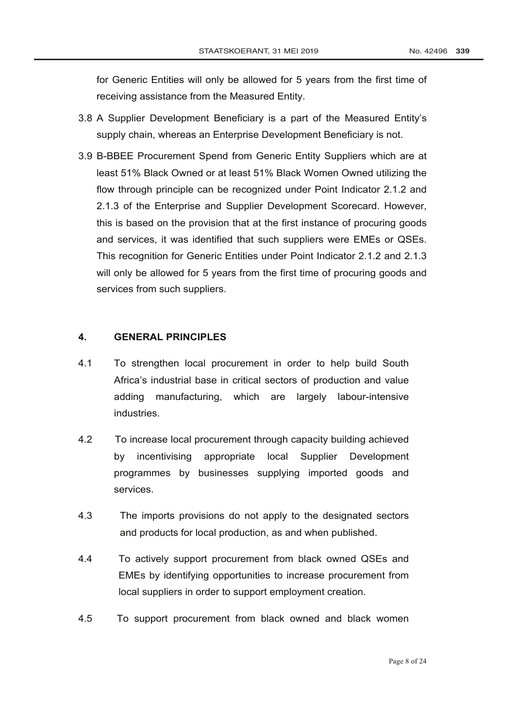for Generic Entities will only be allowed for 5 years from the first time of receiving assistance from the Measured Entity.

3.8 A Supplier Development Beneficiary is a part of the Measured Entity's supply chain, whereas an Enterprise Development Beneficiary is not.

3.9 B-BBEE Procurement Spend from Generic Entity Suppliers which are at least 51% Black Owned or at least 51% Black Women Owned utilizing the flow through principle can be recognized under Point Indicator 2.1.2 and 2.1.3 of the Enterprise and Supplier Development Scorecard. However, this is based on the provision that at the first instance of procuring goods and services, it was identified that such suppliers were EMEs or QSEs. This recognition for Generic Entities under Point Indicator 2.1.2 and 2.1.3 will only be allowed for 5 years from the first time of procuring goods and services from such suppliers.

## 4. GENERAL PRINCIPLES

4.1 To strengthen local procurement in order to help build South Africa's industrial base in critical sectors of production and value adding manufacturing, which are largely labour-intensive industries.

4.2 To increase local procurement through capacity building achieved by incentivising appropriate local Supplier Development programmes by businesses supplying imported goods and services.

4.3 The imports provisions do not apply to the designated sectors and products for local production, as and when published.

4.4 To actively support procurement from black owned QSEs and EMEs by identifying opportunities to increase procurement from local suppliers in order to support employment creation.

4.5 To support procurement from black owned and black women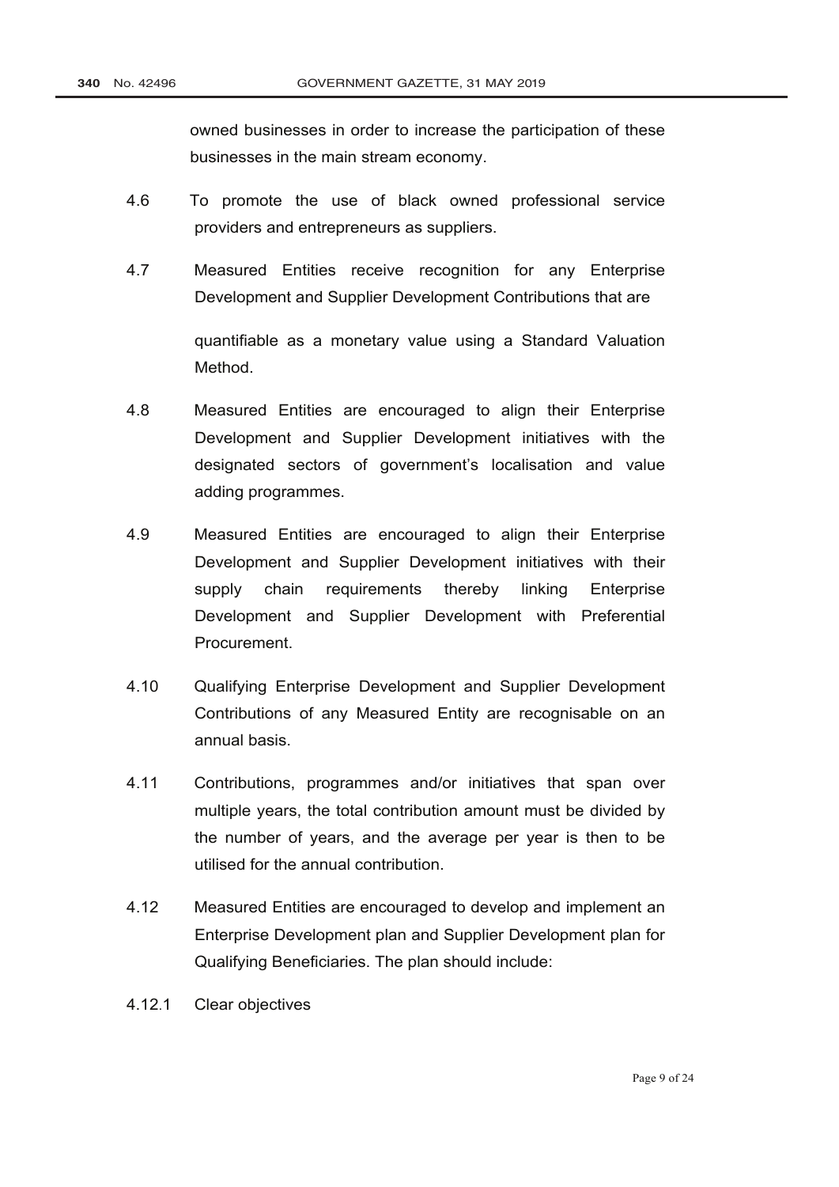owned businesses in order to increase the participation of these businesses in the main stream economy.

4.6 To promote the use of black owned professional service providers and entrepreneurs as suppliers.

4.7 Measured Entities receive recognition for any Enterprise Development and Supplier Development Contributions that are quantifiable as a monetary value using a Standard Valuation Method.

4.8 Measured Entities are encouraged to align their Enterprise Development and Supplier Development initiatives with the designated sectors of government's localisation and value adding programmes.

4.9 Measured Entities are encouraged to align their Enterprise Development and Supplier Development initiatives with their supply chain requirements thereby linking Enterprise Development and Supplier Development with Preferential Procurement.

4.10 Qualifying Enterprise Development and Supplier Development Contributions of any Measured Entity are recognisable on an annual basis.

4.11 Contributions, programmes and/or initiatives that span over multiple years, the total contribution amount must be divided by the number of years, and the average per year is then to be utilised for the annual contribution.

4.12 Measured Entities are encouraged to develop and implement an Enterprise Development plan and Supplier Development plan for Qualifying Beneficiaries. The plan should include:

4.12.1 Clear objectives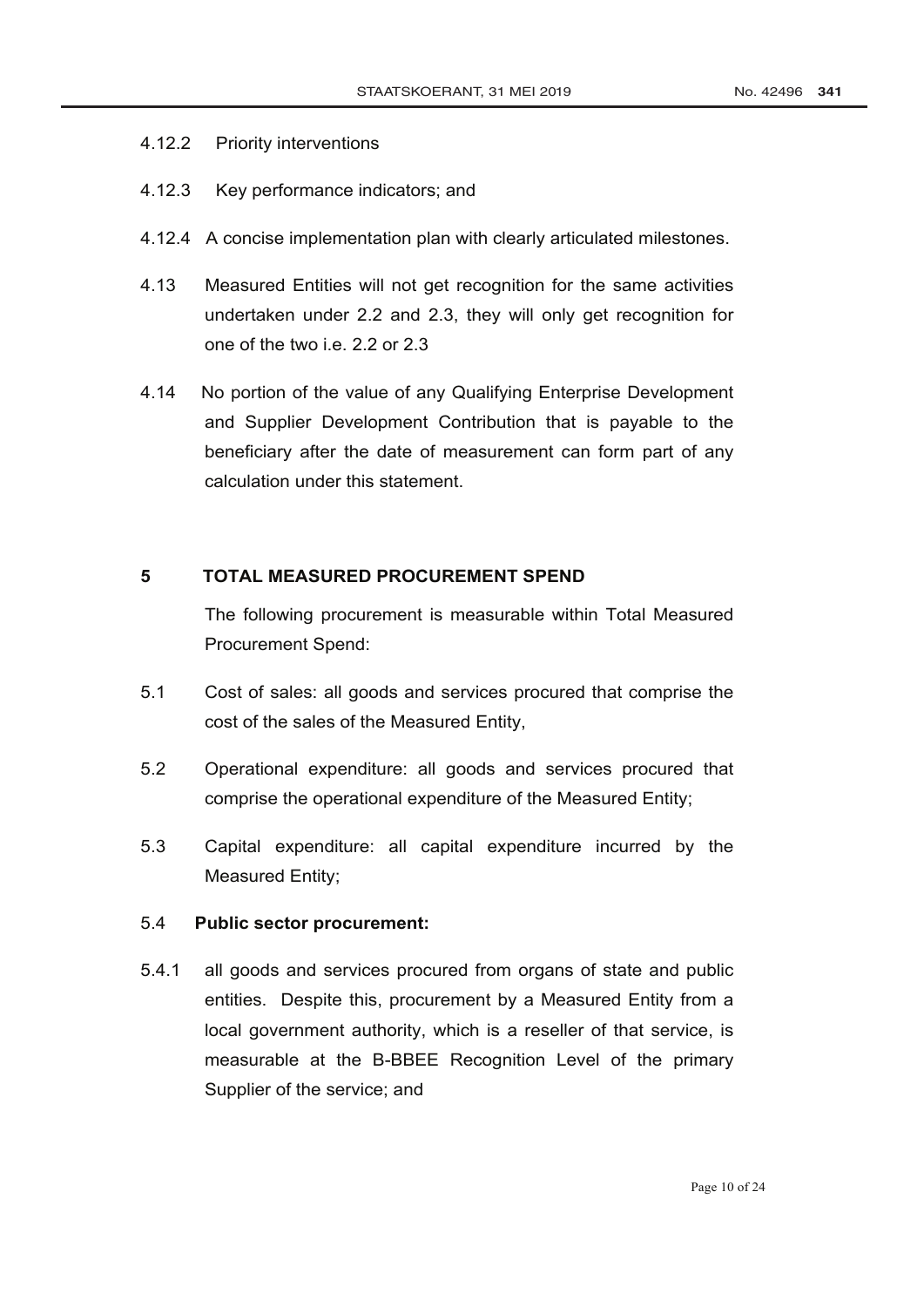4.12.2 Priority interventions

4.12.3 Key performance indicators; and

4.12.4 A concise implementation plan with clearly articulated milestones.

4.13 Measured Entities will not get recognition for the same activities undertaken under 2.2 and 2.3, they will only get recognition for one of the two i.e. 2.2 or 2.3

4.14 No portion of the value of any Qualifying Enterprise Development and Supplier Development Contribution that is payable to the beneficiary after the date of measurement can form part of any calculation under this statement.

## 5 TOTAL MEASURED PROCUREMENT SPEND

The following procurement is measurable within Total Measured Procurement Spend:

5.1 Cost of sales: all goods and services procured that comprise the cost of the sales of the Measured Entity,

5.2 Operational expenditure: all goods and services procured that comprise the operational expenditure of the Measured Entity;

5.3 Capital expenditure: all capital expenditure incurred by the Measured Entity;

5.4 **Public sector procurement:**

5.4.1 all goods and services procured from organs of state and public entities. Despite this, procurement by a Measured Entity from a local government authority, which is a reseller of that service, is measurable at the B-BBEE Recognition Level of the primary Supplier of the service; and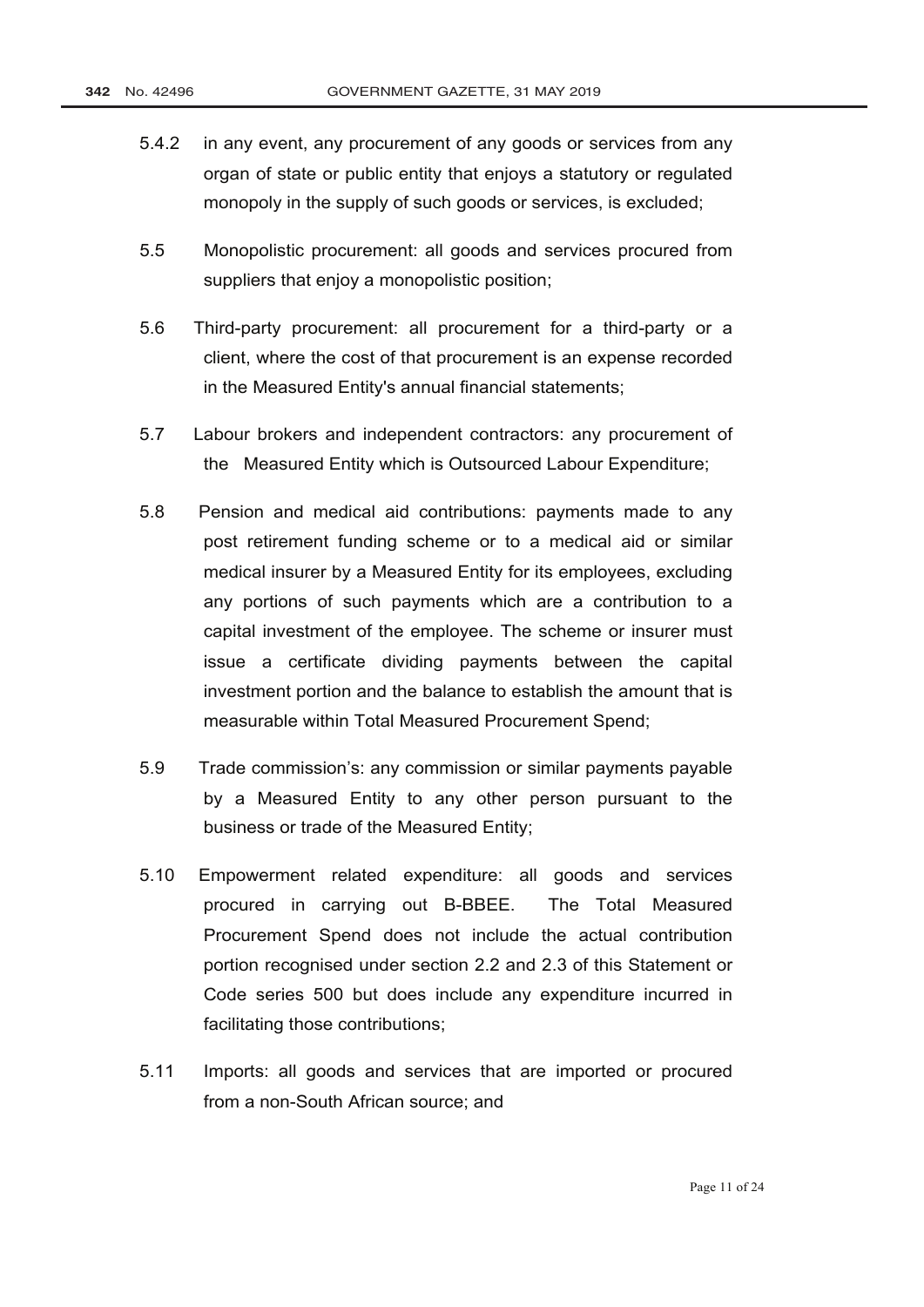5.4.2 in any event, any procurement of any goods or services from any organ of state or public entity that enjoys a statutory or regulated monopoly in the supply of such goods or services, is excluded;

5.5 Monopolistic procurement: all goods and services procured from suppliers that enjoy a monopolistic position;

5.6 Third-party procurement: all procurement for a third-party or a client, where the cost of that procurement is an expense recorded in the Measured Entity's annual financial statements;

5.7 Labour brokers and independent contractors: any procurement of the Measured Entity which is Outsourced Labour Expenditure;

5.8 Pension and medical aid contributions: payments made to any post retirement funding scheme or to a medical aid or similar medical insurer by a Measured Entity for its employees, excluding any portions of such payments which are a contribution to a capital investment of the employee. The scheme or insurer must issue a certificate dividing payments between the capital investment portion and the balance to establish the amount that is measurable within Total Measured Procurement Spend;

5.9 Trade commission's: any commission or similar payments payable by a Measured Entity to any other person pursuant to the business or trade of the Measured Entity;

5.10 Empowerment related expenditure: all goods and services procured in carrying out B-BBEE. The Total Measured Procurement Spend does not include the actual contribution portion recognised under section 2.2 and 2.3 of this Statement or Code series 500 but does include any expenditure incurred in facilitating those contributions;

5.11 Imports: all goods and services that are imported or procured from a non-South African source; and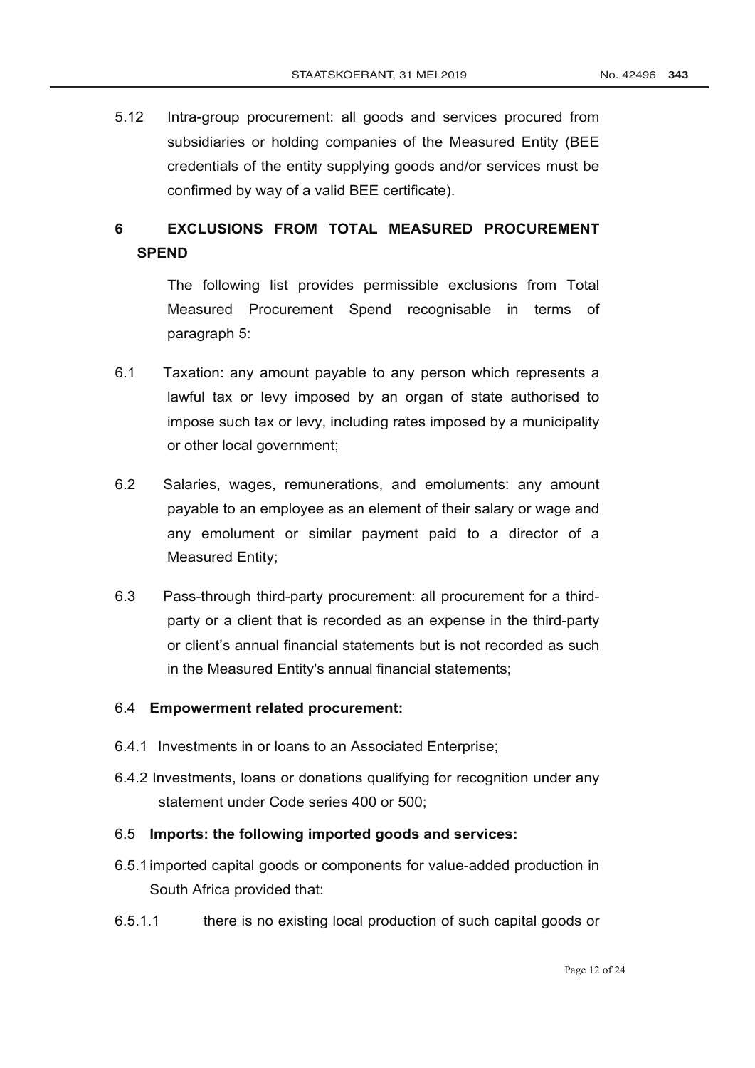5.12 Intra-group procurement: all goods and services procured from subsidiaries or holding companies of the Measured Entity (BEE credentials of the entity supplying goods and/or services must be confirmed by way of a valid BEE certificate).

## 6 EXCLUSIONS FROM TOTAL MEASURED PROCUREMENT SPEND

The following list provides permissible exclusions from Total Measured Procurement Spend recognisable in terms of paragraph 5:

6.1 Taxation: any amount payable to any person which represents a lawful tax or levy imposed by an organ of state authorised to impose such tax or levy, including rates imposed by a municipality or other local government;

6.2 Salaries, wages, remunerations, and emoluments: any amount payable to an employee as an element of their salary or wage and any emolument or similar payment paid to a director of a Measured Entity;

6.3 Pass-through third-party procurement: all procurement for a third-party or a client that is recorded as an expense in the third-party or client's annual financial statements but is not recorded as such in the Measured Entity's annual financial statements;

6.4 **Empowerment related procurement:**

6.4.1 Investments in or loans to an Associated Enterprise;

6.4.2 Investments, loans or donations qualifying for recognition under any statement under Code series 400 or 500;

6.5 **Imports: the following imported goods and services:**

6.5.1 imported capital goods or components for value-added production in South Africa provided that:

6.5.1.1 there is no existing local production of such capital goods or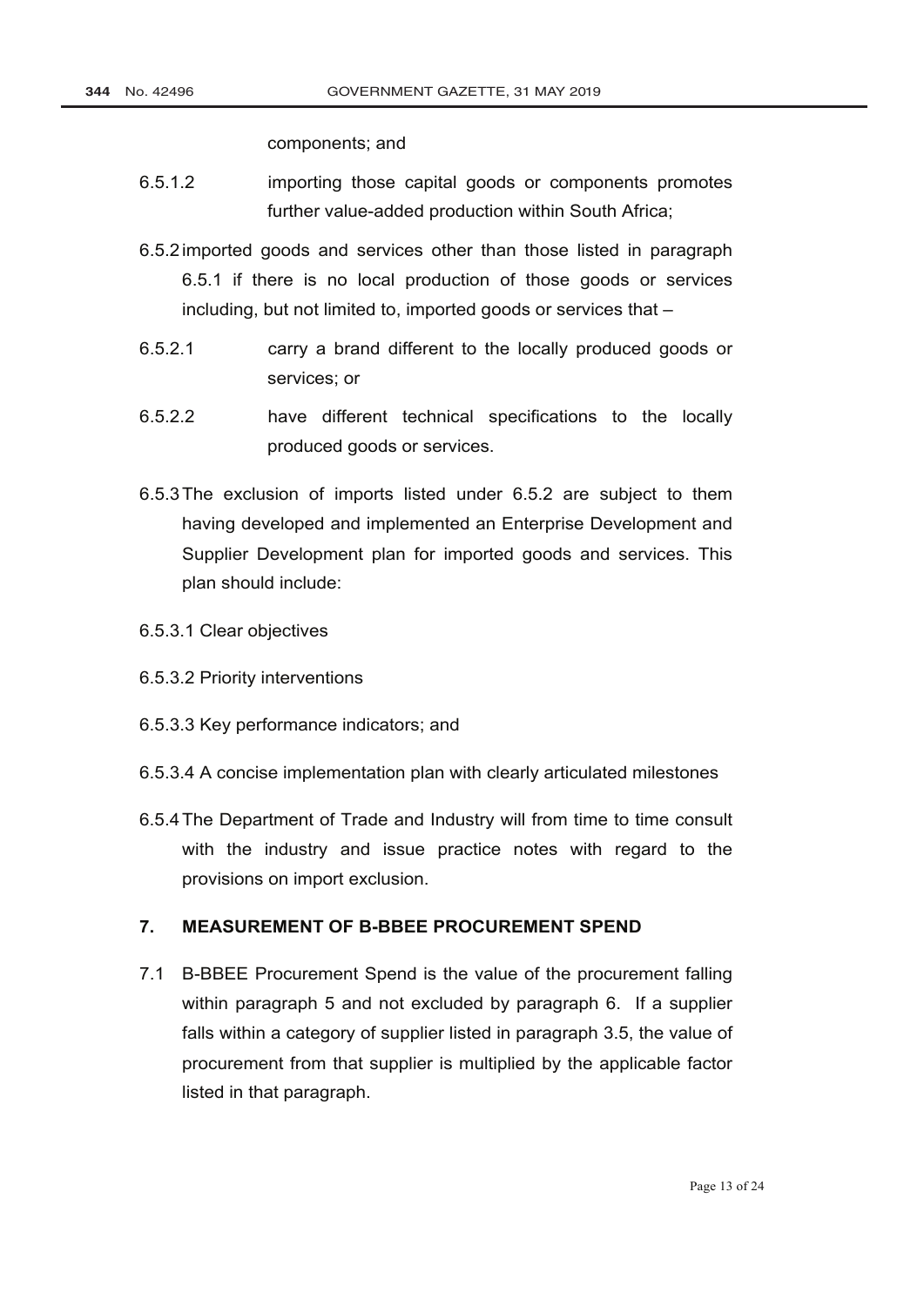components; and

6.5.1.2 importing those capital goods or components promotes further value-added production within South Africa;

6.5.2 imported goods and services other than those listed in paragraph 6.5.1 if there is no local production of those goods or services including, but not limited to, imported goods or services that –

6.5.2.1 carry a brand different to the locally produced goods or services; or

6.5.2.2 have different technical specifications to the locally produced goods or services.

6.5.3 The exclusion of imports listed under 6.5.2 are subject to them having developed and implemented an Enterprise Development and Supplier Development plan for imported goods and services. This plan should include:

6.5.3.1 Clear objectives

6.5.3.2 Priority interventions

6.5.3.3 Key performance indicators; and

6.5.3.4 A concise implementation plan with clearly articulated milestones

6.5.4 The Department of Trade and Industry will from time to time consult with the industry and issue practice notes with regard to the provisions on import exclusion.

## 7. MEASUREMENT OF B-BBEE PROCUREMENT SPEND

7.1 B-BBEE Procurement Spend is the value of the procurement falling within paragraph 5 and not excluded by paragraph 6. If a supplier falls within a category of supplier listed in paragraph 3.5, the value of procurement from that supplier is multiplied by the applicable factor listed in that paragraph.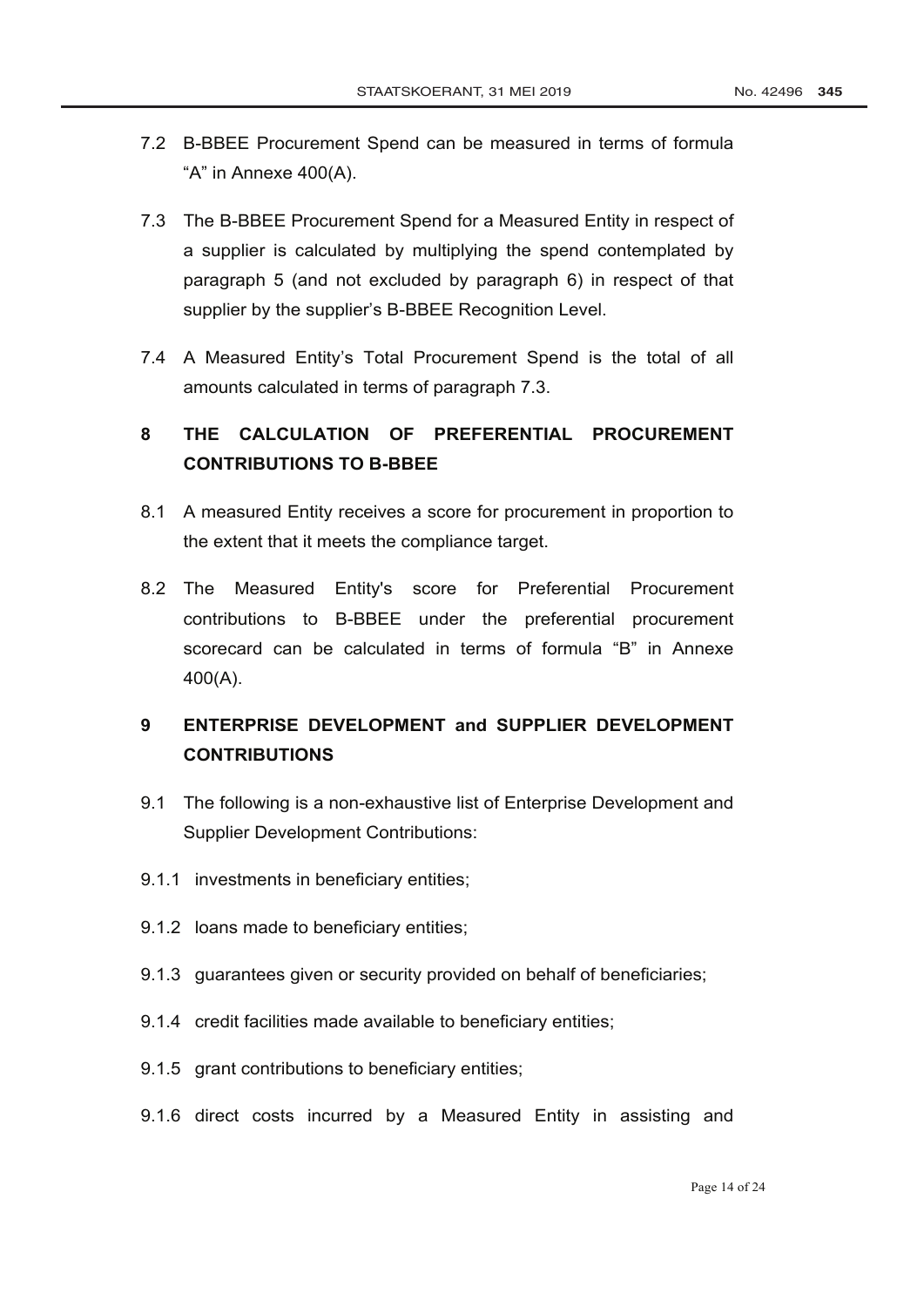7.2 B-BBEE Procurement Spend can be measured in terms of formula "A" in Annexe 400(A).

7.3 The B-BBEE Procurement Spend for a Measured Entity in respect of a supplier is calculated by multiplying the spend contemplated by paragraph 5 (and not excluded by paragraph 6) in respect of that supplier by the supplier's B-BBEE Recognition Level.

7.4 A Measured Entity's Total Procurement Spend is the total of all amounts calculated in terms of paragraph 7.3.

## 8 THE CALCULATION OF PREFERENTIAL PROCUREMENT CONTRIBUTIONS TO B-BBEE

8.1 A measured Entity receives a score for procurement in proportion to the extent that it meets the compliance target.

8.2 The Measured Entity's score for Preferential Procurement contributions to B-BBEE under the preferential procurement scorecard can be calculated in terms of formula "B" in Annexe 400(A).

## 9 ENTERPRISE DEVELOPMENT and SUPPLIER DEVELOPMENT CONTRIBUTIONS

9.1 The following is a non-exhaustive list of Enterprise Development and Supplier Development Contributions:

9.1.1 investments in beneficiary entities;

9.1.2 loans made to beneficiary entities;

9.1.3 guarantees given or security provided on behalf of beneficiaries;

9.1.4 credit facilities made available to beneficiary entities;

9.1.5 grant contributions to beneficiary entities;

9.1.6 direct costs incurred by a Measured Entity in assisting and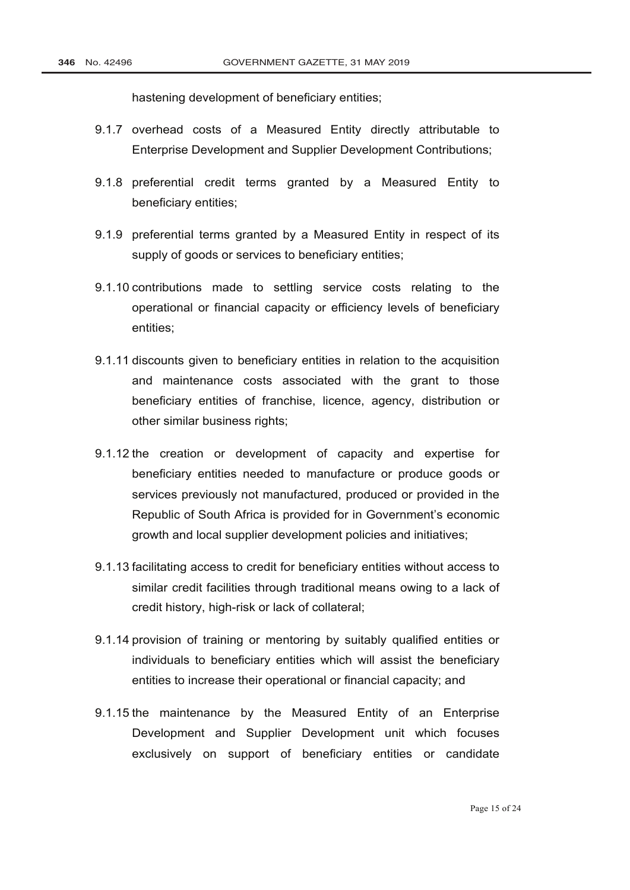hastening development of beneficiary entities;

9.1.7 overhead costs of a Measured Entity directly attributable to Enterprise Development and Supplier Development Contributions;

9.1.8 preferential credit terms granted by a Measured Entity to beneficiary entities;

9.1.9 preferential terms granted by a Measured Entity in respect of its supply of goods or services to beneficiary entities;

9.1.10 contributions made to settling service costs relating to the operational or financial capacity or efficiency levels of beneficiary entities;

9.1.11 discounts given to beneficiary entities in relation to the acquisition and maintenance costs associated with the grant to those beneficiary entities of franchise, licence, agency, distribution or other similar business rights;

9.1.12 the creation or development of capacity and expertise for beneficiary entities needed to manufacture or produce goods or services previously not manufactured, produced or provided in the Republic of South Africa is provided for in Government's economic growth and local supplier development policies and initiatives;

9.1.13 facilitating access to credit for beneficiary entities without access to similar credit facilities through traditional means owing to a lack of credit history, high-risk or lack of collateral;

9.1.14 provision of training or mentoring by suitably qualified entities or individuals to beneficiary entities which will assist the beneficiary entities to increase their operational or financial capacity; and

9.1.15 the maintenance by the Measured Entity of an Enterprise Development and Supplier Development unit which focuses exclusively on support of beneficiary entities or candidate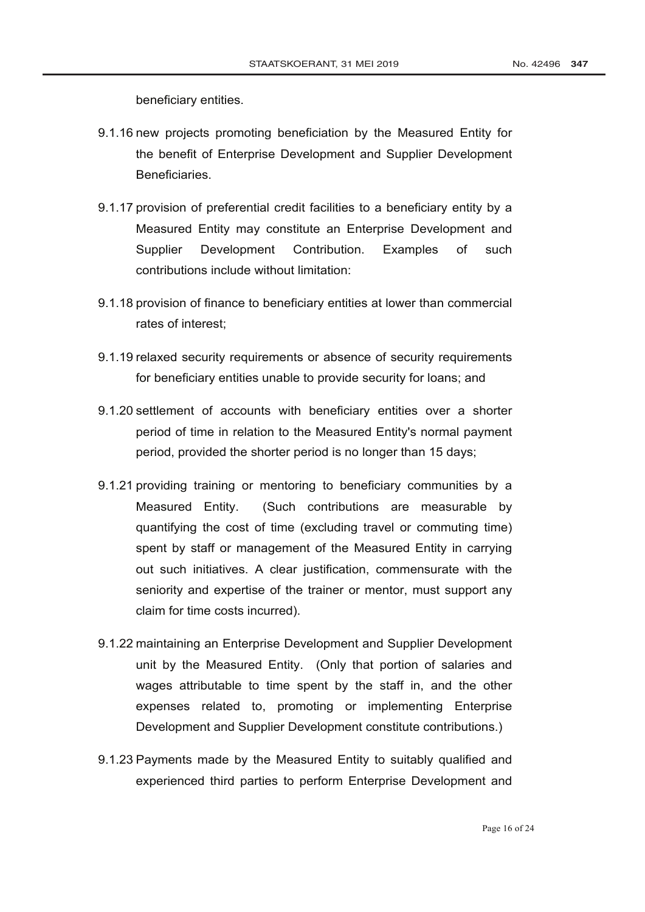beneficiary entities.

9.1.16 new projects promoting beneficiation by the Measured Entity for the benefit of Enterprise Development and Supplier Development Beneficiaries.

9.1.17 provision of preferential credit facilities to a beneficiary entity by a Measured Entity may constitute an Enterprise Development and Supplier Development Contribution. Examples of such contributions include without limitation:

9.1.18 provision of finance to beneficiary entities at lower than commercial rates of interest;

9.1.19 relaxed security requirements or absence of security requirements for beneficiary entities unable to provide security for loans; and

9.1.20 settlement of accounts with beneficiary entities over a shorter period of time in relation to the Measured Entity's normal payment period, provided the shorter period is no longer than 15 days;

9.1.21 providing training or mentoring to beneficiary communities by a Measured Entity. (Such contributions are measurable by quantifying the cost of time (excluding travel or commuting time) spent by staff or management of the Measured Entity in carrying out such initiatives. A clear justification, commensurate with the seniority and expertise of the trainer or mentor, must support any claim for time costs incurred).

9.1.22 maintaining an Enterprise Development and Supplier Development unit by the Measured Entity. (Only that portion of salaries and wages attributable to time spent by the staff in, and the other expenses related to, promoting or implementing Enterprise Development and Supplier Development constitute contributions.)

9.1.23 Payments made by the Measured Entity to suitably qualified and experienced third parties to perform Enterprise Development and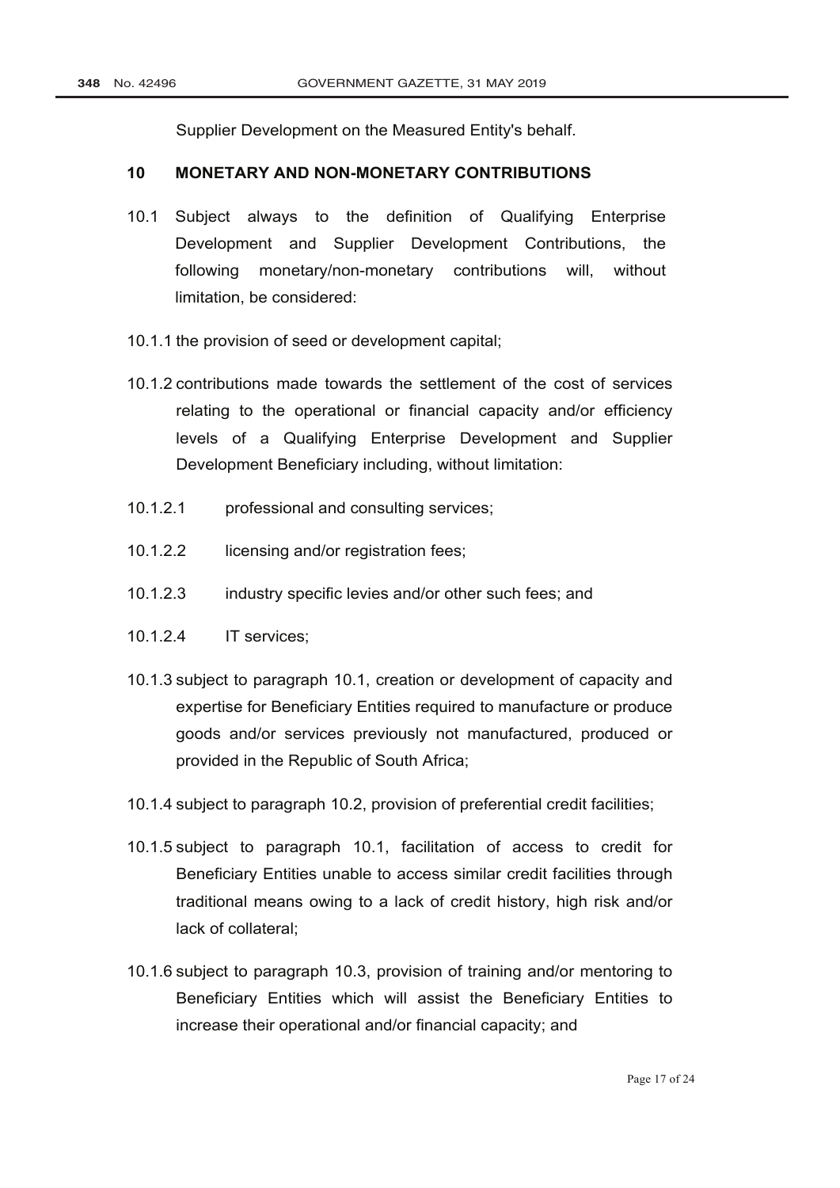Supplier Development on the Measured Entity's behalf.

## 10 MONETARY AND NON-MONETARY CONTRIBUTIONS

10.1 Subject always to the definition of Qualifying Enterprise Development and Supplier Development Contributions, the following monetary/non-monetary contributions will, without limitation, be considered:

10.1.1 the provision of seed or development capital;

10.1.2 contributions made towards the settlement of the cost of services relating to the operational or financial capacity and/or efficiency levels of a Qualifying Enterprise Development and Supplier Development Beneficiary including, without limitation:

10.1.2.1 professional and consulting services;

10.1.2.2 licensing and/or registration fees;

10.1.2.3 industry specific levies and/or other such fees; and

10.1.2.4 IT services;

10.1.3 subject to paragraph 10.1, creation or development of capacity and expertise for Beneficiary Entities required to manufacture or produce goods and/or services previously not manufactured, produced or provided in the Republic of South Africa;

10.1.4 subject to paragraph 10.2, provision of preferential credit facilities;

10.1.5 subject to paragraph 10.1, facilitation of access to credit for Beneficiary Entities unable to access similar credit facilities through traditional means owing to a lack of credit history, high risk and/or lack of collateral;

10.1.6 subject to paragraph 10.3, provision of training and/or mentoring to Beneficiary Entities which will assist the Beneficiary Entities to increase their operational and/or financial capacity; and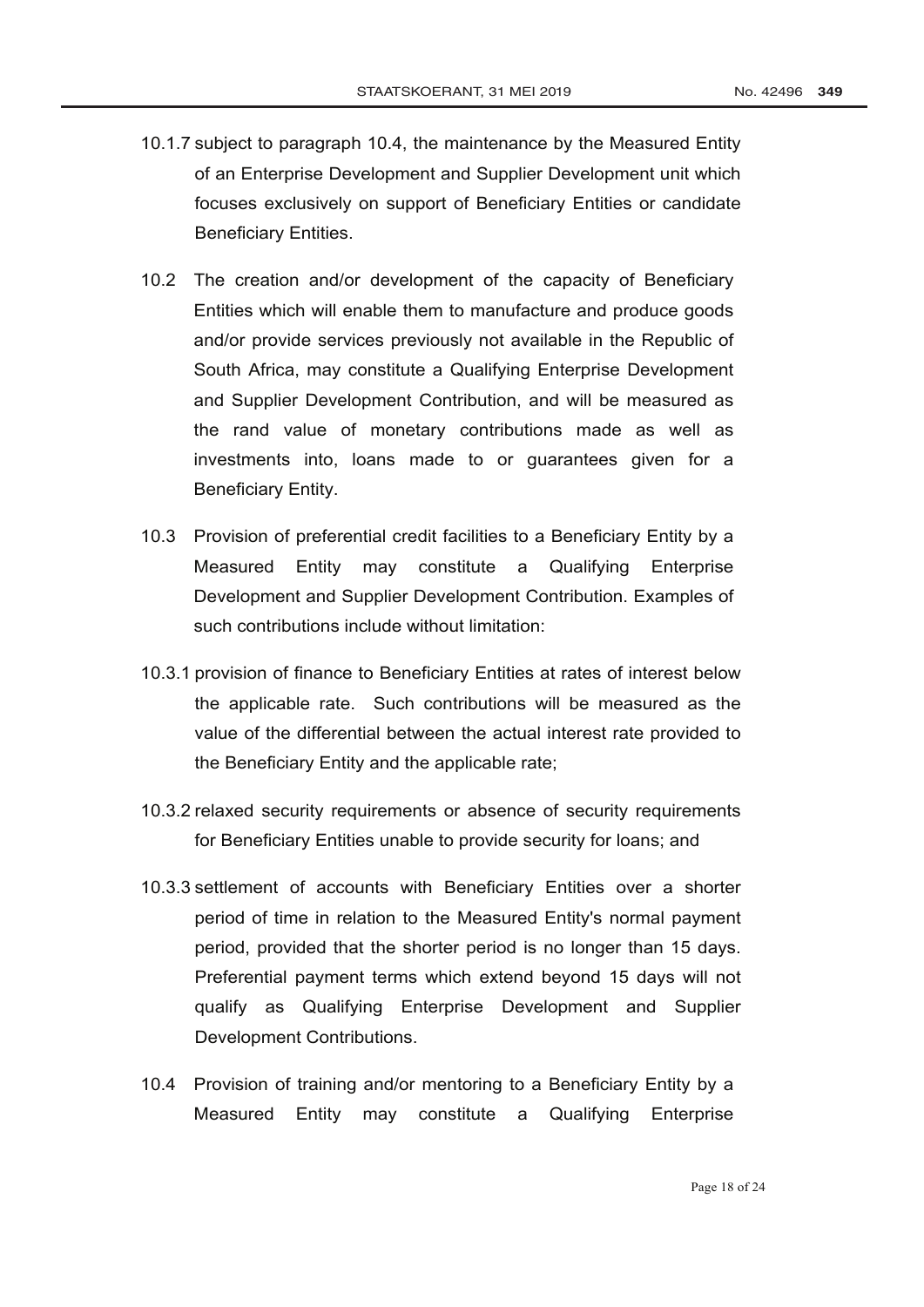10.1.7 subject to paragraph 10.4, the maintenance by the Measured Entity of an Enterprise Development and Supplier Development unit which focuses exclusively on support of Beneficiary Entities or candidate Beneficiary Entities.

10.2 The creation and/or development of the capacity of Beneficiary Entities which will enable them to manufacture and produce goods and/or provide services previously not available in the Republic of South Africa, may constitute a Qualifying Enterprise Development and Supplier Development Contribution, and will be measured as the rand value of monetary contributions made as well as investments into, loans made to or guarantees given for a Beneficiary Entity.

10.3 Provision of preferential credit facilities to a Beneficiary Entity by a Measured Entity may constitute a Qualifying Enterprise Development and Supplier Development Contribution. Examples of such contributions include without limitation:

10.3.1 provision of finance to Beneficiary Entities at rates of interest below the applicable rate. Such contributions will be measured as the value of the differential between the actual interest rate provided to the Beneficiary Entity and the applicable rate;

10.3.2 relaxed security requirements or absence of security requirements for Beneficiary Entities unable to provide security for loans; and

10.3.3 settlement of accounts with Beneficiary Entities over a shorter period of time in relation to the Measured Entity's normal payment period, provided that the shorter period is no longer than 15 days. Preferential payment terms which extend beyond 15 days will not qualify as Qualifying Enterprise Development and Supplier Development Contributions.

10.4 Provision of training and/or mentoring to a Beneficiary Entity by a Measured Entity may constitute a Qualifying Enterprise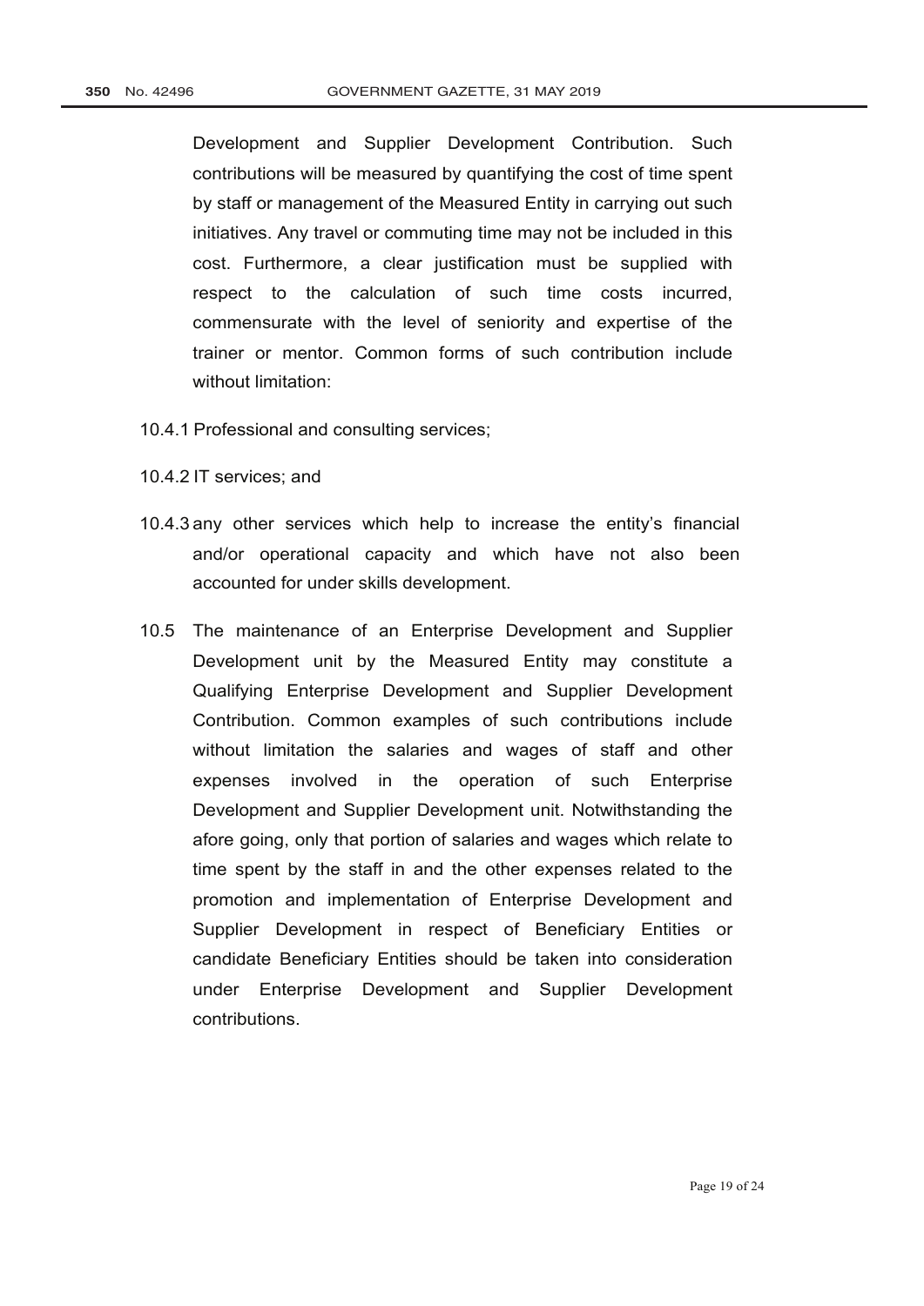Development and Supplier Development Contribution. Such contributions will be measured by quantifying the cost of time spent by staff or management of the Measured Entity in carrying out such initiatives. Any travel or commuting time may not be included in this cost. Furthermore, a clear justification must be supplied with respect to the calculation of such time costs incurred, commensurate with the level of seniority and expertise of the trainer or mentor. Common forms of such contribution include without limitation:

10.4.1 Professional and consulting services;

10.4.2 IT services; and

10.4.3 any other services which help to increase the entity's financial and/or operational capacity and which have not also been accounted for under skills development.

10.5 The maintenance of an Enterprise Development and Supplier Development unit by the Measured Entity may constitute a Qualifying Enterprise Development and Supplier Development Contribution. Common examples of such contributions include without limitation the salaries and wages of staff and other expenses involved in the operation of such Enterprise Development and Supplier Development unit. Notwithstanding the afore going, only that portion of salaries and wages which relate to time spent by the staff in and the other expenses related to the promotion and implementation of Enterprise Development and Supplier Development in respect of Beneficiary Entities or candidate Beneficiary Entities should be taken into consideration under Enterprise Development and Supplier Development contributions.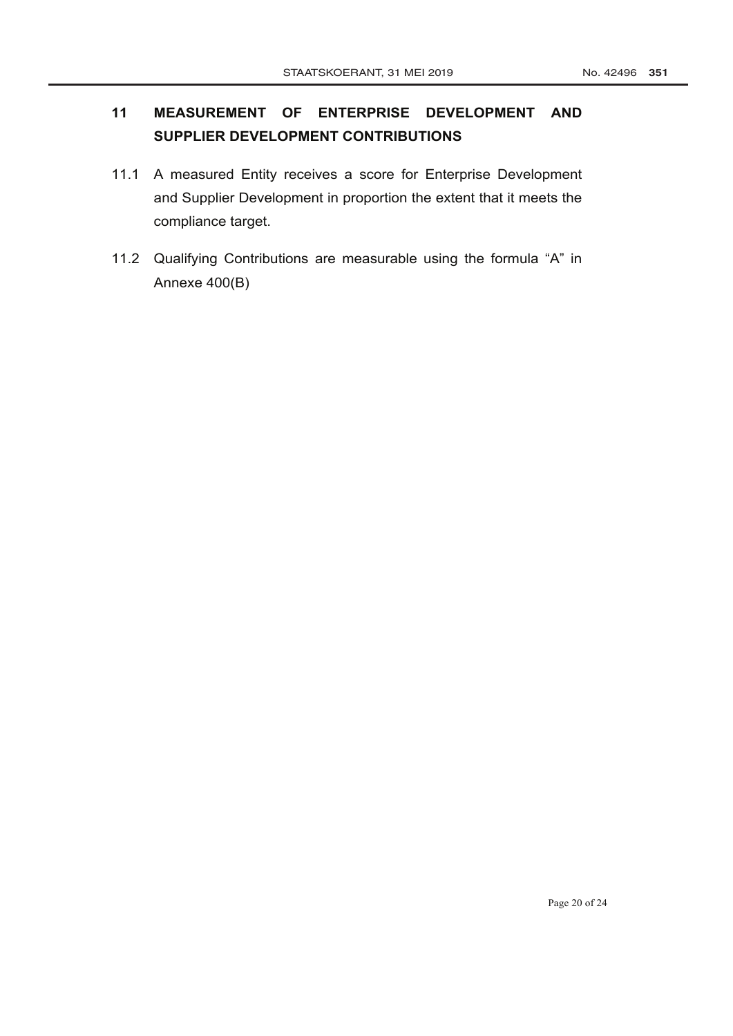## 11 MEASUREMENT OF ENTERPRISE DEVELOPMENT AND SUPPLIER DEVELOPMENT CONTRIBUTIONS

11.1 A measured Entity receives a score for Enterprise Development and Supplier Development in proportion the extent that it meets the compliance target.

11.2 Qualifying Contributions are measurable using the formula "A" in Annexe 400(B)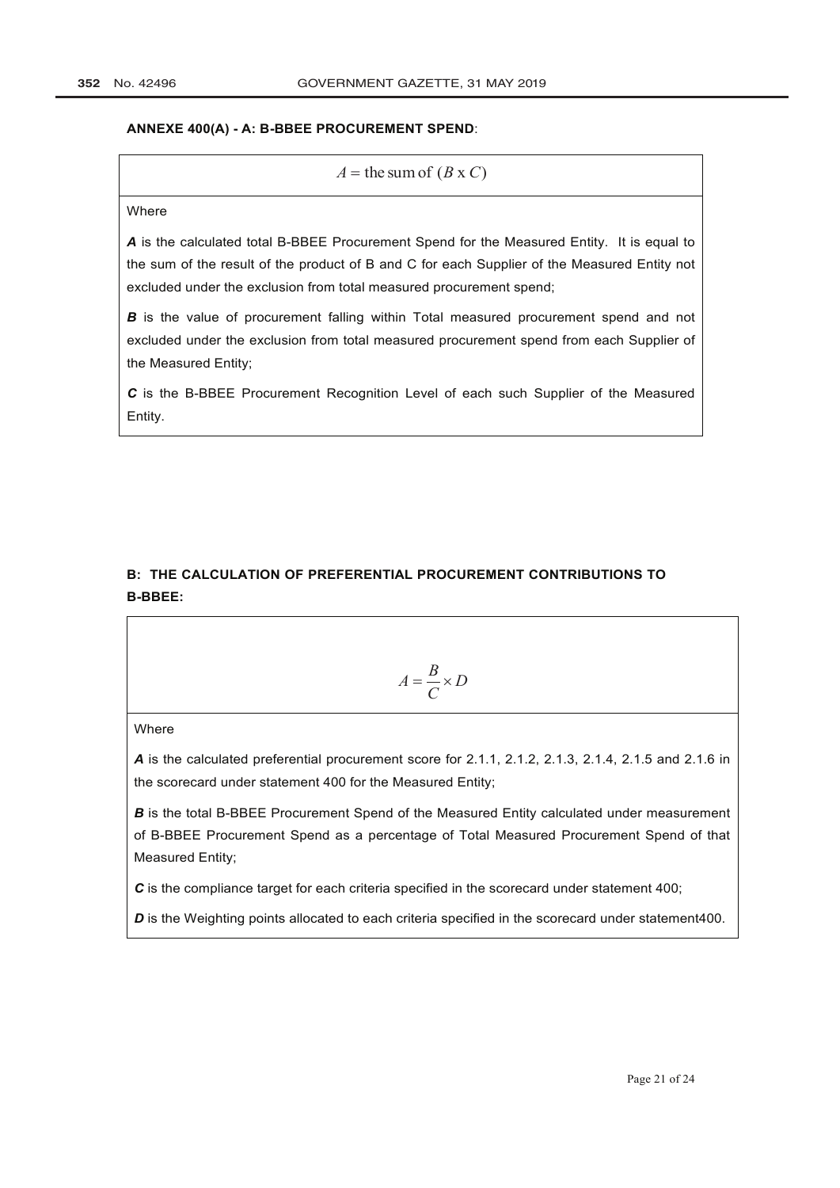**ANNEXE 400(A) - A: B-BBEE PROCUREMENT SPEND**:

$$A = \text{the sum of } (B \times C)$$

Where

***A*** is the calculated total B-BBEE Procurement Spend for the Measured Entity. It is equal to the sum of the result of the product of B and C for each Supplier of the Measured Entity not excluded under the exclusion from total measured procurement spend;

***B*** is the value of procurement falling within Total measured procurement spend and not excluded under the exclusion from total measured procurement spend from each Supplier of the Measured Entity;

***C*** is the B-BBEE Procurement Recognition Level of each such Supplier of the Measured Entity.

**B: THE CALCULATION OF PREFERENTIAL PROCUREMENT CONTRIBUTIONS TO B-BBEE:**

$$A = \frac{B}{C} \times D$$

Where

***A*** is the calculated preferential procurement score for 2.1.1, 2.1.2, 2.1.3, 2.1.4, 2.1.5 and 2.1.6 in the scorecard under statement 400 for the Measured Entity;

***B*** is the total B-BBEE Procurement Spend of the Measured Entity calculated under measurement of B-BBEE Procurement Spend as a percentage of Total Measured Procurement Spend of that Measured Entity;

***C*** is the compliance target for each criteria specified in the scorecard under statement 400;

***D*** is the Weighting points allocated to each criteria specified in the scorecard under statement400.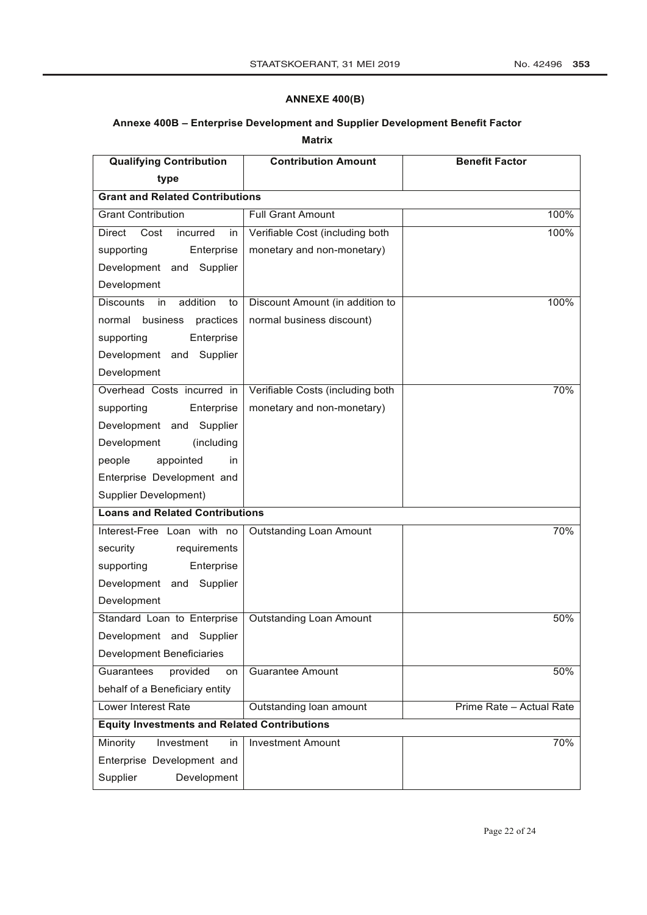**ANNEXE 400(B)**

**Annexe 400B – Enterprise Development and Supplier Development Benefit Factor Matrix**

| Qualifying Contribution type | Contribution Amount | Benefit Factor |
|---|---|---|
| **Grant and Related Contributions** | | |
| Grant Contribution | Full Grant Amount | 100% |
| Direct Cost incurred in supporting Enterprise Development and Supplier Development | Verifiable Cost (including both monetary and non-monetary) | 100% |
| Discounts in addition to normal business practices supporting Enterprise Development and Supplier Development | Discount Amount (in addition to normal business discount) | 100% |
| Overhead Costs incurred in supporting Enterprise Development and Supplier Development (including people appointed in Enterprise Development and Supplier Development) | Verifiable Costs (including both monetary and non-monetary) | 70% |
| **Loans and Related Contributions** | | |
| Interest-Free Loan with no security requirements supporting Enterprise Development and Supplier Development | Outstanding Loan Amount | 70% |
| Standard Loan to Enterprise Development and Supplier Development Beneficiaries | Outstanding Loan Amount | 50% |
| Guarantees provided on behalf of a Beneficiary entity | Guarantee Amount | 50% |
| Lower Interest Rate | Outstanding loan amount | Prime Rate – Actual Rate |
| **Equity Investments and Related Contributions** | | |
| Minority Investment in Enterprise Development and Supplier Development | Investment Amount | 70% |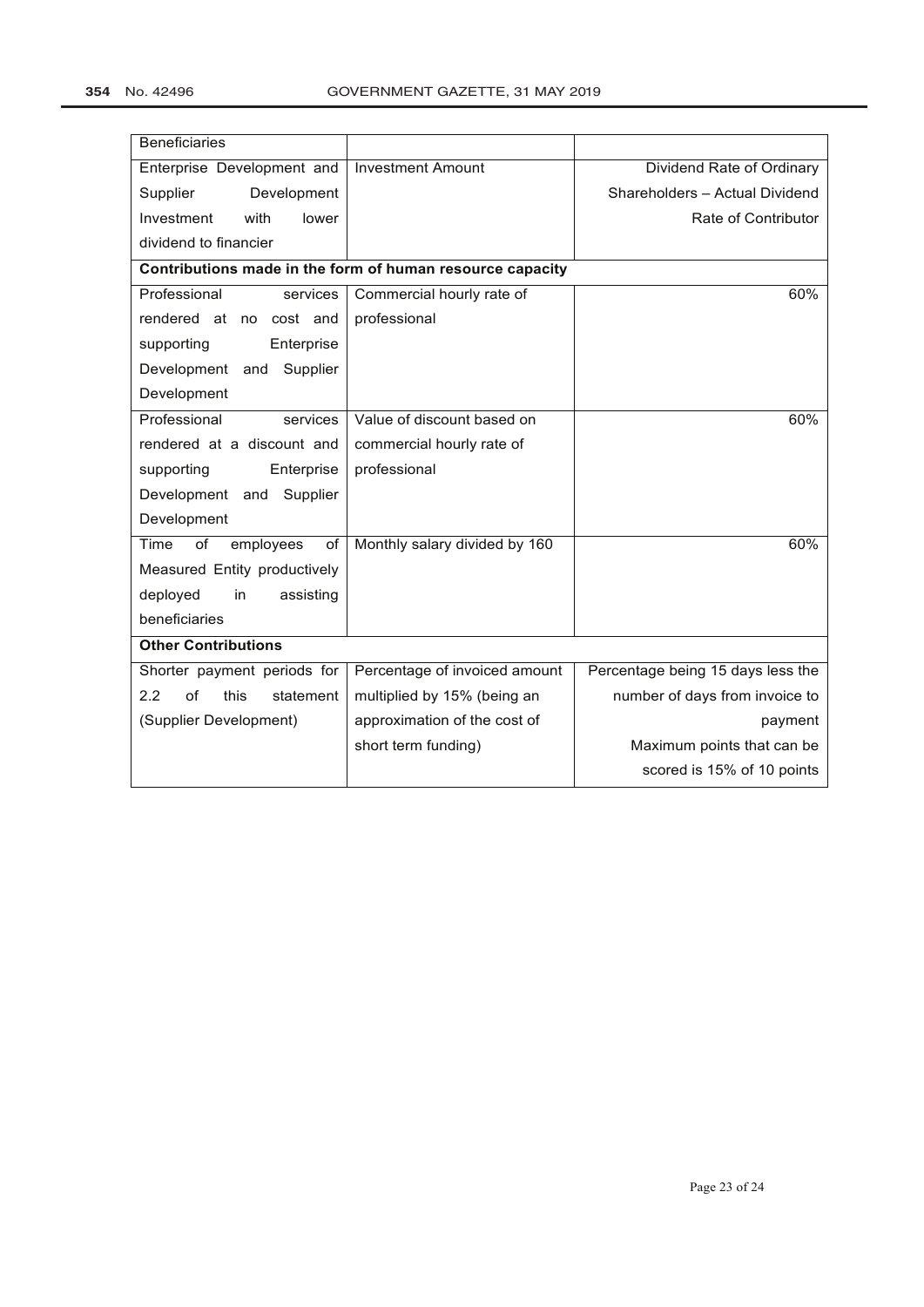| | | |
|---|---|---|
| Beneficiaries | | |
| Enterprise Development and Supplier Development Investment with lower dividend to financier | Investment Amount | Dividend Rate of Ordinary Shareholders – Actual Dividend Rate of Contributor |
| **Contributions made in the form of human resource capacity** | | |
| Professional services rendered at no cost and supporting Enterprise Development and Supplier Development | Commercial hourly rate of professional | 60% |
| Professional services rendered at a discount and supporting Enterprise Development and Supplier Development | Value of discount based on commercial hourly rate of professional | 60% |
| Time of employees of Measured Entity productively deployed in assisting beneficiaries | Monthly salary divided by 160 | 60% |
| **Other Contributions** | | |
| Shorter payment periods for 2.2 of this statement (Supplier Development) | Percentage of invoiced amount multiplied by 15% (being an approximation of the cost of short term funding) | Percentage being 15 days less the number of days from invoice to payment<br>Maximum points that can be scored is 15% of 10 points |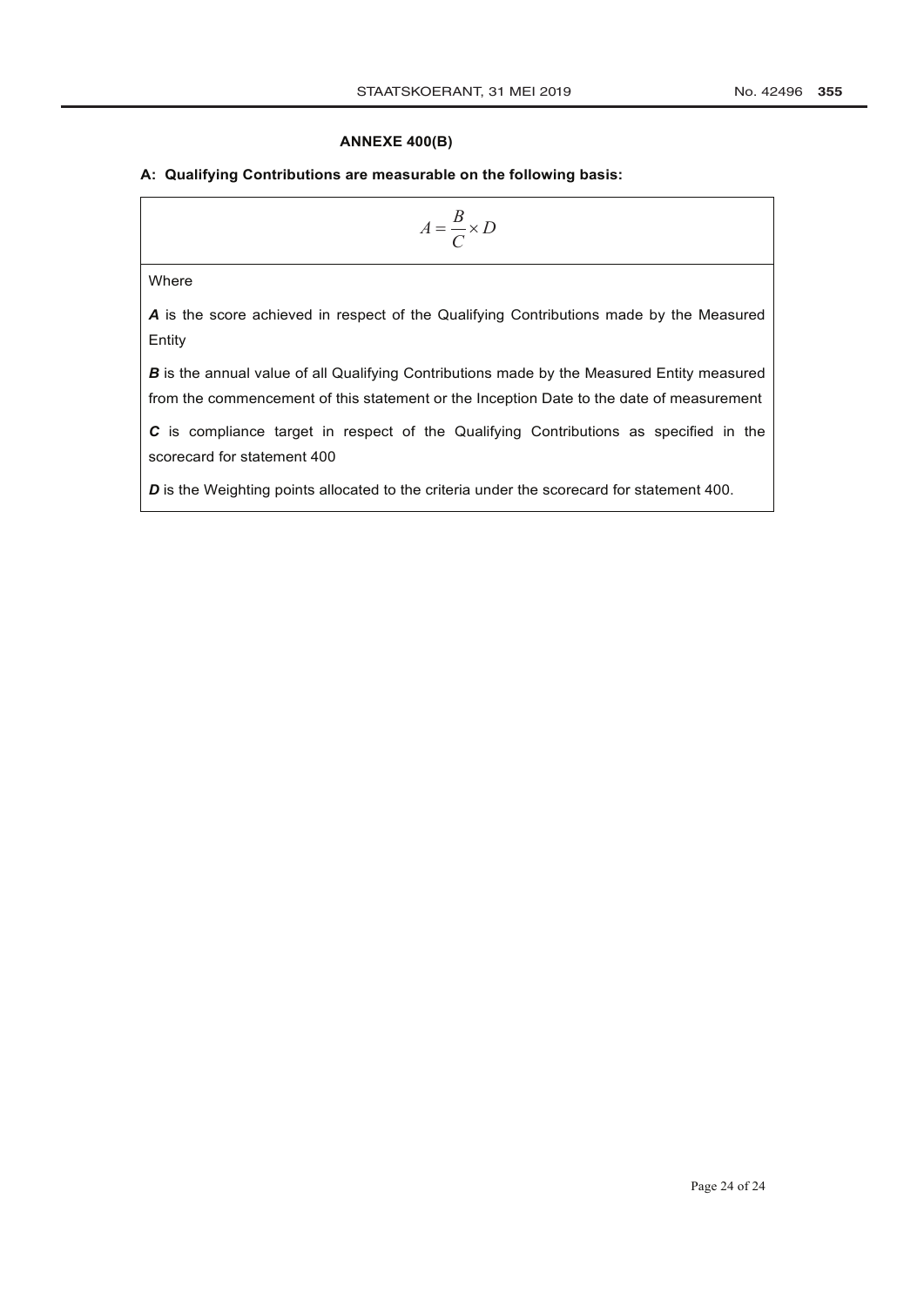## ANNEXE 400(B)

**A: Qualifying Contributions are measurable on the following basis:**

$$A = \frac{B}{C} \times D$$

Where

***A*** is the score achieved in respect of the Qualifying Contributions made by the Measured Entity

***B*** is the annual value of all Qualifying Contributions made by the Measured Entity measured from the commencement of this statement or the Inception Date to the date of measurement

***C*** is compliance target in respect of the Qualifying Contributions as specified in the scorecard for statement 400

***D*** is the Weighting points allocated to the criteria under the scorecard for statement 400.